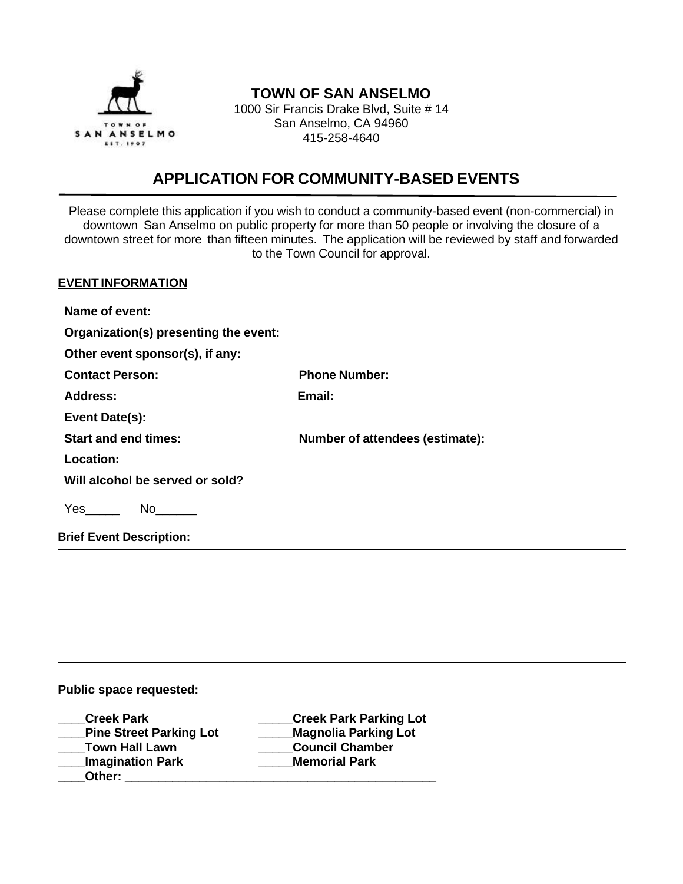**TOWN OF SAN ANSELMO**
1000 Sir Francis Drake Blvd, Suite # 14
San Anselmo, CA 94960
415-258-4640

# APPLICATION FOR COMMUNITY-BASED EVENTS

Please complete this application if you wish to conduct a community-based event (non-commercial) in downtown San Anselmo on public property for more than 50 people or involving the closure of a downtown street for more than fifteen minutes. The application will be reviewed by staff and forwarded to the Town Council for approval.

## EVENT INFORMATION

**Name of event:**

**Organization(s) presenting the event:**

**Other event sponsor(s), if any:**

**Contact Person:** **Phone Number:**

**Address:** **Email:**

**Event Date(s):**

**Start and end times:** **Number of attendees (estimate):**

**Location:**

**Will alcohol be served or sold?**

Yes_____ No______

**Brief Event Description:**

**Public space requested:**

____**Creek Park**
_____**Creek Park Parking Lot**
____**Pine Street Parking Lot**
_____**Magnolia Parking Lot**
____**Town Hall Lawn**
_____**Council Chamber**
____**Imagination Park**
_____**Memorial Park**
____**Other:** ______________________________________________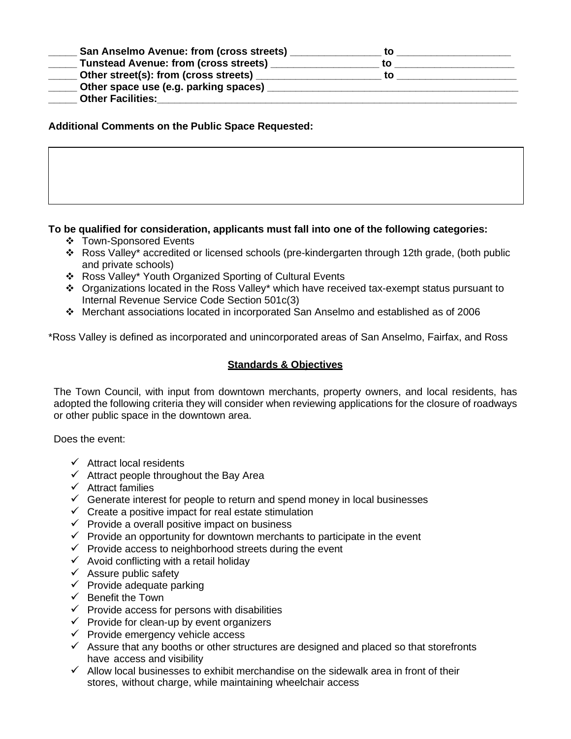**_____ San Anselmo Avenue: from (cross streets) ________________ to ____________________**
**_____ Tunstead Avenue: from (cross streets) ___________________ to _____________________**
**_____ Other street(s): from (cross streets) ______________________ to _____________________**
**_____ Other space use (e.g. parking spaces) ______________________________________________**
**_____ Other Facilities:_________________________________________________________________**

**Additional Comments on the Public Space Requested:**

|  |
|---|
|  |

**To be qualified for consideration, applicants must fall into one of the following categories:**

- Town-Sponsored Events
- Ross Valley* accredited or licensed schools (pre-kindergarten through 12th grade, (both public and private schools)
- Ross Valley* Youth Organized Sporting of Cultural Events
- Organizations located in the Ross Valley* which have received tax-exempt status pursuant to Internal Revenue Service Code Section 501c(3)
- Merchant associations located in incorporated San Anselmo and established as of 2006

*Ross Valley is defined as incorporated and unincorporated areas of San Anselmo, Fairfax, and Ross

## Standards & Objectives

The Town Council, with input from downtown merchants, property owners, and local residents, has adopted the following criteria they will consider when reviewing applications for the closure of roadways or other public space in the downtown area.

Does the event:

- ✓ Attract local residents
- ✓ Attract people throughout the Bay Area
- ✓ Attract families
- ✓ Generate interest for people to return and spend money in local businesses
- ✓ Create a positive impact for real estate stimulation
- ✓ Provide a overall positive impact on business
- ✓ Provide an opportunity for downtown merchants to participate in the event
- ✓ Provide access to neighborhood streets during the event
- ✓ Avoid conflicting with a retail holiday
- ✓ Assure public safety
- ✓ Provide adequate parking
- ✓ Benefit the Town
- ✓ Provide access for persons with disabilities
- ✓ Provide for clean-up by event organizers
- ✓ Provide emergency vehicle access
- ✓ Assure that any booths or other structures are designed and placed so that storefronts have access and visibility
- ✓ Allow local businesses to exhibit merchandise on the sidewalk area in front of their stores, without charge, while maintaining wheelchair access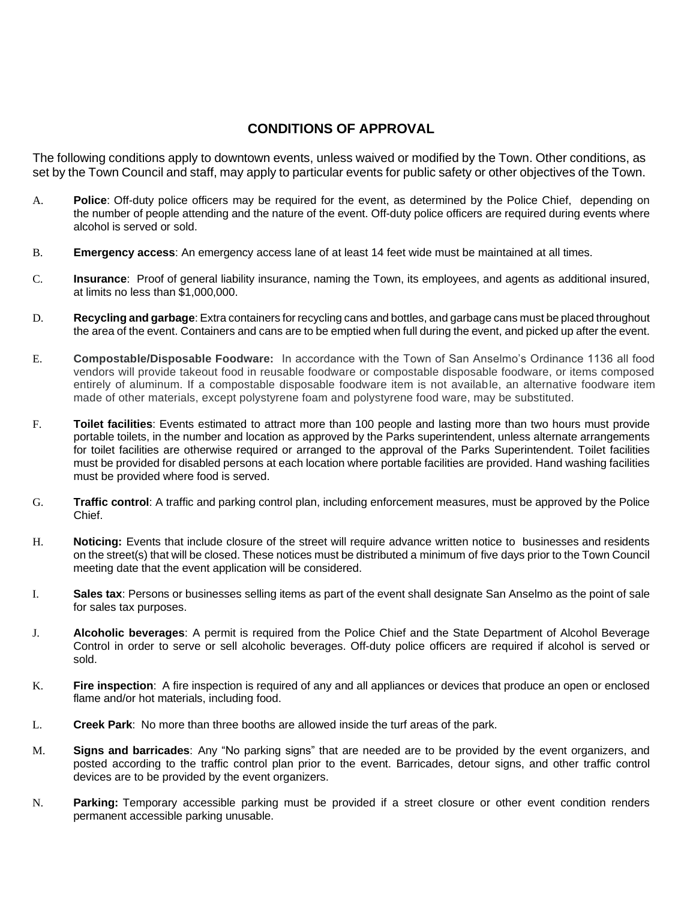## CONDITIONS OF APPROVAL

The following conditions apply to downtown events, unless waived or modified by the Town. Other conditions, as set by the Town Council and staff, may apply to particular events for public safety or other objectives of the Town.

A. **Police**: Off-duty police officers may be required for the event, as determined by the Police Chief, depending on the number of people attending and the nature of the event. Off-duty police officers are required during events where alcohol is served or sold.

B. **Emergency access**: An emergency access lane of at least 14 feet wide must be maintained at all times.

C. **Insurance**: Proof of general liability insurance, naming the Town, its employees, and agents as additional insured, at limits no less than $1,000,000.

D. **Recycling and garbage**: Extra containers for recycling cans and bottles, and garbage cans must be placed throughout the area of the event. Containers and cans are to be emptied when full during the event, and picked up after the event.

E. **Compostable/Disposable Foodware:** In accordance with the Town of San Anselmo's Ordinance 1136 all food vendors will provide takeout food in reusable foodware or compostable disposable foodware, or items composed entirely of aluminum. If a compostable disposable foodware item is not available, an alternative foodware item made of other materials, except polystyrene foam and polystyrene food ware, may be substituted.

F. **Toilet facilities**: Events estimated to attract more than 100 people and lasting more than two hours must provide portable toilets, in the number and location as approved by the Parks superintendent, unless alternate arrangements for toilet facilities are otherwise required or arranged to the approval of the Parks Superintendent. Toilet facilities must be provided for disabled persons at each location where portable facilities are provided. Hand washing facilities must be provided where food is served.

G. **Traffic control**: A traffic and parking control plan, including enforcement measures, must be approved by the Police Chief.

H. **Noticing:** Events that include closure of the street will require advance written notice to businesses and residents on the street(s) that will be closed. These notices must be distributed a minimum of five days prior to the Town Council meeting date that the event application will be considered.

I. **Sales tax**: Persons or businesses selling items as part of the event shall designate San Anselmo as the point of sale for sales tax purposes.

J. **Alcoholic beverages**: A permit is required from the Police Chief and the State Department of Alcohol Beverage Control in order to serve or sell alcoholic beverages. Off-duty police officers are required if alcohol is served or sold.

K. **Fire inspection**: A fire inspection is required of any and all appliances or devices that produce an open or enclosed flame and/or hot materials, including food.

L. **Creek Park**: No more than three booths are allowed inside the turf areas of the park.

M. **Signs and barricades**: Any "No parking signs" that are needed are to be provided by the event organizers, and posted according to the traffic control plan prior to the event. Barricades, detour signs, and other traffic control devices are to be provided by the event organizers.

N. **Parking:** Temporary accessible parking must be provided if a street closure or other event condition renders permanent accessible parking unusable.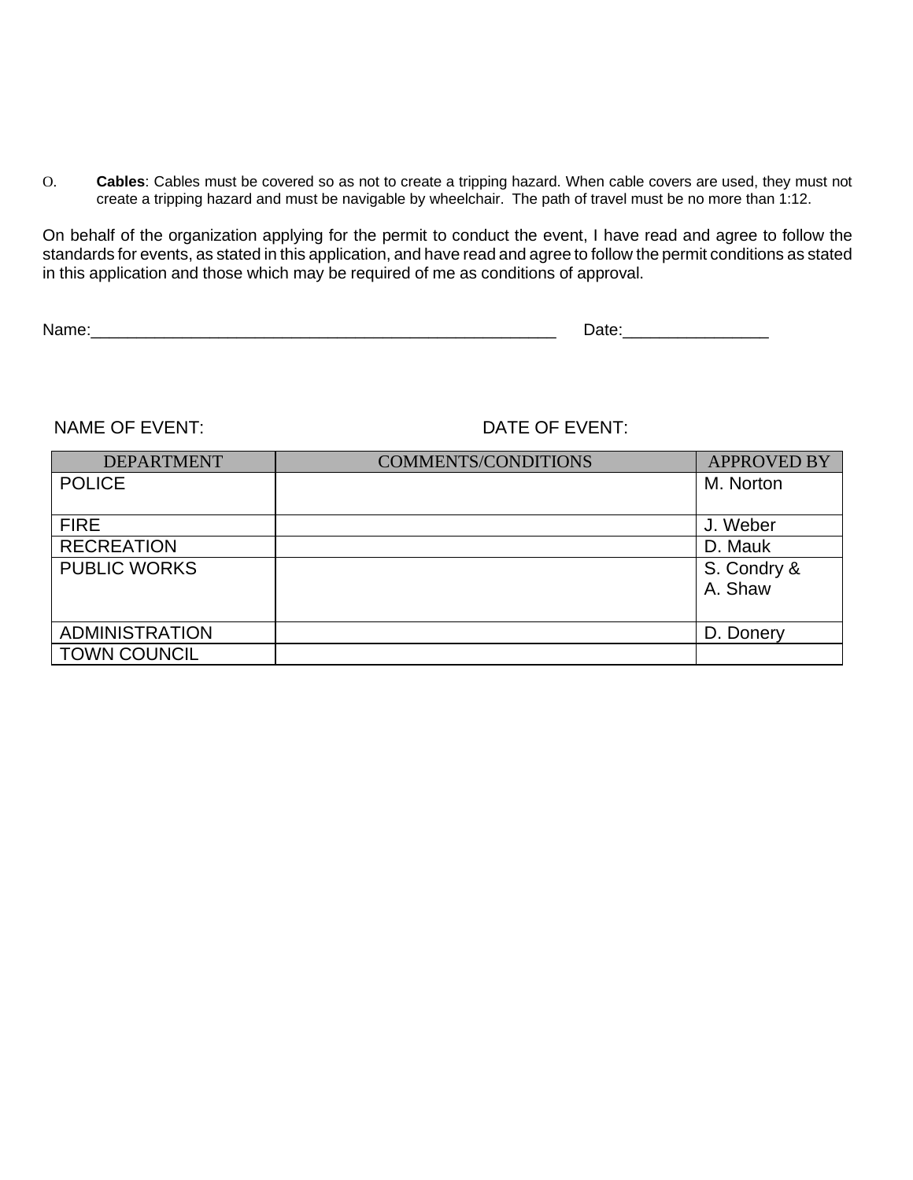O. **Cables**: Cables must be covered so as not to create a tripping hazard. When cable covers are used, they must not create a tripping hazard and must be navigable by wheelchair. The path of travel must be no more than 1:12.

On behalf of the organization applying for the permit to conduct the event, I have read and agree to follow the standards for events, as stated in this application, and have read and agree to follow the permit conditions as stated in this application and those which may be required of me as conditions of approval.

Name:_____________________________________________________ Date:________________

NAME OF EVENT: DATE OF EVENT:

| DEPARTMENT | COMMENTS/CONDITIONS | APPROVED BY |
|---|---|---|
| POLICE | | M. Norton |
| FIRE | | J. Weber |
| RECREATION | | D. Mauk |
| PUBLIC WORKS | | S. Condry & A. Shaw |
| ADMINISTRATION | | D. Donery |
| TOWN COUNCIL | | |